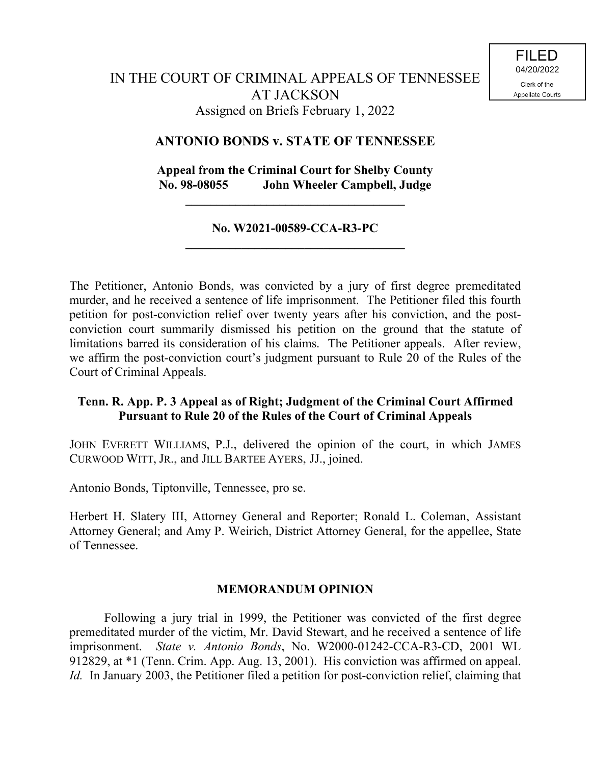FILED
04/20/2022
Clerk of the
Appellate Courts

# IN THE COURT OF CRIMINAL APPEALS OF TENNESSEE AT JACKSON

Assigned on Briefs February 1, 2022

## ANTONIO BONDS v. STATE OF TENNESSEE

**Appeal from the Criminal Court for Shelby County**
**No. 98-08055 John Wheeler Campbell, Judge**

---

**No. W2021-00589-CCA-R3-PC**

---

The Petitioner, Antonio Bonds, was convicted by a jury of first degree premeditated murder, and he received a sentence of life imprisonment. The Petitioner filed this fourth petition for post-conviction relief over twenty years after his conviction, and the post-conviction court summarily dismissed his petition on the ground that the statute of limitations barred its consideration of his claims. The Petitioner appeals. After review, we affirm the post-conviction court's judgment pursuant to Rule 20 of the Rules of the Court of Criminal Appeals.

**Tenn. R. App. P. 3 Appeal as of Right; Judgment of the Criminal Court Affirmed Pursuant to Rule 20 of the Rules of the Court of Criminal Appeals**

JOHN EVERETT WILLIAMS, P.J., delivered the opinion of the court, in which JAMES CURWOOD WITT, JR., and JILL BARTEE AYERS, JJ., joined.

Antonio Bonds, Tiptonville, Tennessee, pro se.

Herbert H. Slatery III, Attorney General and Reporter; Ronald L. Coleman, Assistant Attorney General; and Amy P. Weirich, District Attorney General, for the appellee, State of Tennessee.

## MEMORANDUM OPINION

Following a jury trial in 1999, the Petitioner was convicted of the first degree premeditated murder of the victim, Mr. David Stewart, and he received a sentence of life imprisonment. *State v. Antonio Bonds*, No. W2000-01242-CCA-R3-CD, 2001 WL 912829, at *1 (Tenn. Crim. App. Aug. 13, 2001). His conviction was affirmed on appeal. *Id.* In January 2003, the Petitioner filed a petition for post-conviction relief, claiming that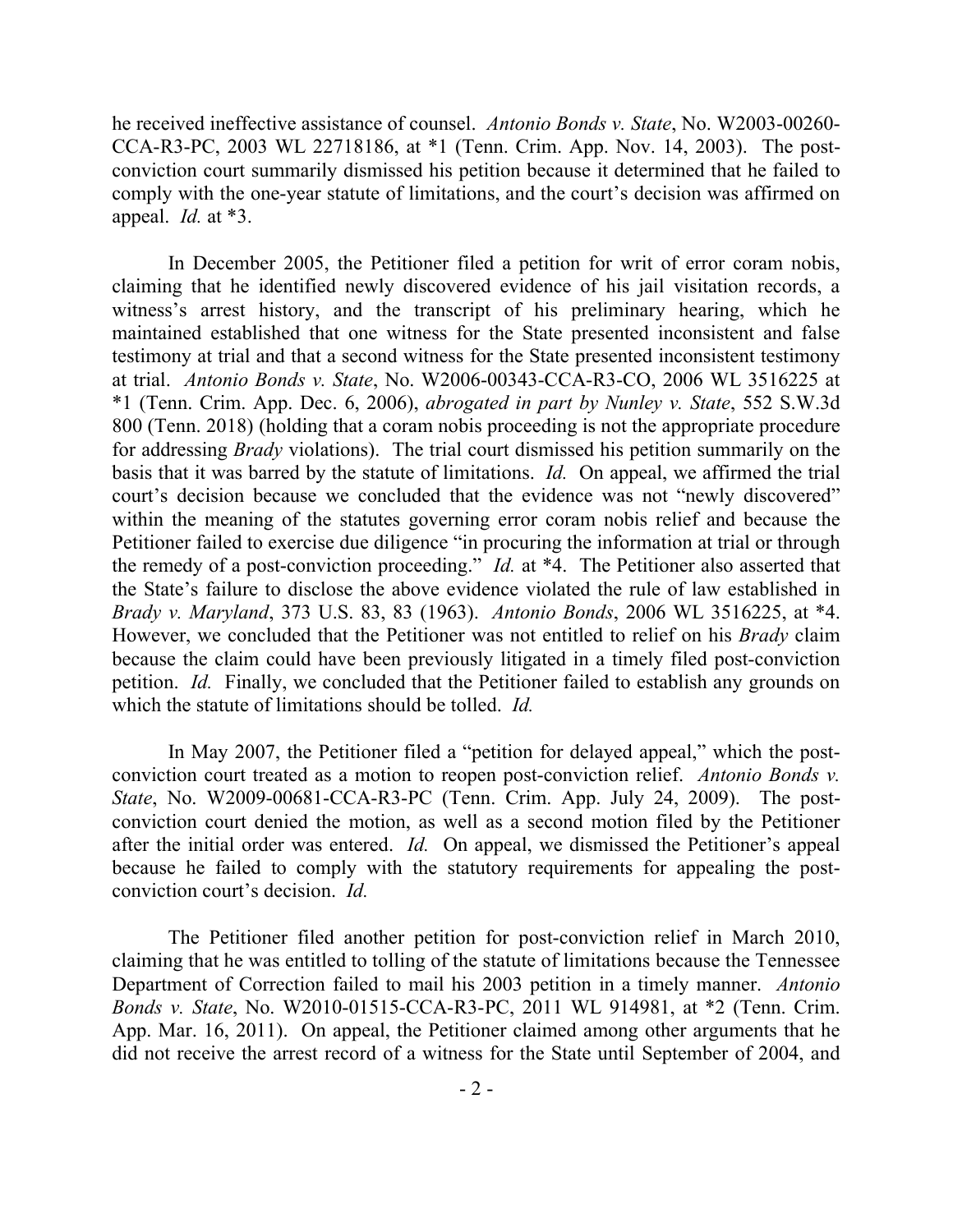he received ineffective assistance of counsel. *Antonio Bonds v. State*, No. W2003-00260-CCA-R3-PC, 2003 WL 22718186, at *1 (Tenn. Crim. App. Nov. 14, 2003). The post-conviction court summarily dismissed his petition because it determined that he failed to comply with the one-year statute of limitations, and the court's decision was affirmed on appeal. *Id.* at *3.

In December 2005, the Petitioner filed a petition for writ of error coram nobis, claiming that he identified newly discovered evidence of his jail visitation records, a witness's arrest history, and the transcript of his preliminary hearing, which he maintained established that one witness for the State presented inconsistent and false testimony at trial and that a second witness for the State presented inconsistent testimony at trial. *Antonio Bonds v. State*, No. W2006-00343-CCA-R3-CO, 2006 WL 3516225 at *1 (Tenn. Crim. App. Dec. 6, 2006), *abrogated in part by Nunley v. State*, 552 S.W.3d 800 (Tenn. 2018) (holding that a coram nobis proceeding is not the appropriate procedure for addressing *Brady* violations). The trial court dismissed his petition summarily on the basis that it was barred by the statute of limitations. *Id.* On appeal, we affirmed the trial court's decision because we concluded that the evidence was not "newly discovered" within the meaning of the statutes governing error coram nobis relief and because the Petitioner failed to exercise due diligence "in procuring the information at trial or through the remedy of a post-conviction proceeding." *Id.* at *4. The Petitioner also asserted that the State's failure to disclose the above evidence violated the rule of law established in *Brady v. Maryland*, 373 U.S. 83, 83 (1963). *Antonio Bonds*, 2006 WL 3516225, at *4. However, we concluded that the Petitioner was not entitled to relief on his *Brady* claim because the claim could have been previously litigated in a timely filed post-conviction petition. *Id.* Finally, we concluded that the Petitioner failed to establish any grounds on which the statute of limitations should be tolled. *Id.*

In May 2007, the Petitioner filed a "petition for delayed appeal," which the post-conviction court treated as a motion to reopen post-conviction relief. *Antonio Bonds v. State*, No. W2009-00681-CCA-R3-PC (Tenn. Crim. App. July 24, 2009). The post-conviction court denied the motion, as well as a second motion filed by the Petitioner after the initial order was entered. *Id.* On appeal, we dismissed the Petitioner's appeal because he failed to comply with the statutory requirements for appealing the post-conviction court's decision. *Id.*

The Petitioner filed another petition for post-conviction relief in March 2010, claiming that he was entitled to tolling of the statute of limitations because the Tennessee Department of Correction failed to mail his 2003 petition in a timely manner. *Antonio Bonds v. State*, No. W2010-01515-CCA-R3-PC, 2011 WL 914981, at *2 (Tenn. Crim. App. Mar. 16, 2011). On appeal, the Petitioner claimed among other arguments that he did not receive the arrest record of a witness for the State until September of 2004, and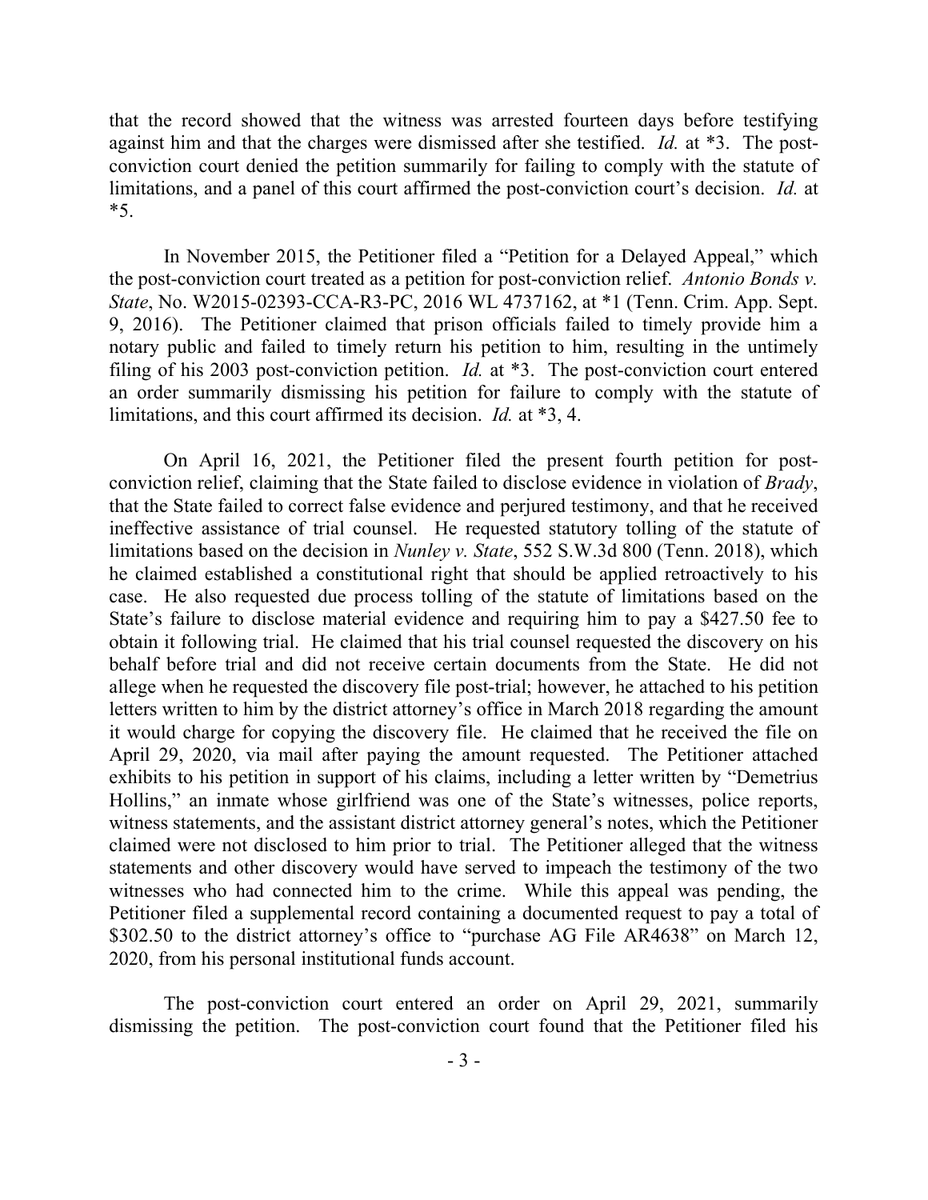that the record showed that the witness was arrested fourteen days before testifying against him and that the charges were dismissed after she testified. *Id.* at *3. The post-conviction court denied the petition summarily for failing to comply with the statute of limitations, and a panel of this court affirmed the post-conviction court's decision. *Id.* at *5.

In November 2015, the Petitioner filed a "Petition for a Delayed Appeal," which the post-conviction court treated as a petition for post-conviction relief. *Antonio Bonds v. State*, No. W2015-02393-CCA-R3-PC, 2016 WL 4737162, at *1 (Tenn. Crim. App. Sept. 9, 2016). The Petitioner claimed that prison officials failed to timely provide him a notary public and failed to timely return his petition to him, resulting in the untimely filing of his 2003 post-conviction petition. *Id.* at *3. The post-conviction court entered an order summarily dismissing his petition for failure to comply with the statute of limitations, and this court affirmed its decision. *Id.* at *3, 4.

On April 16, 2021, the Petitioner filed the present fourth petition for post-conviction relief, claiming that the State failed to disclose evidence in violation of *Brady*, that the State failed to correct false evidence and perjured testimony, and that he received ineffective assistance of trial counsel. He requested statutory tolling of the statute of limitations based on the decision in *Nunley v. State*, 552 S.W.3d 800 (Tenn. 2018), which he claimed established a constitutional right that should be applied retroactively to his case. He also requested due process tolling of the statute of limitations based on the State's failure to disclose material evidence and requiring him to pay a $427.50 fee to obtain it following trial. He claimed that his trial counsel requested the discovery on his behalf before trial and did not receive certain documents from the State. He did not allege when he requested the discovery file post-trial; however, he attached to his petition letters written to him by the district attorney's office in March 2018 regarding the amount it would charge for copying the discovery file. He claimed that he received the file on April 29, 2020, via mail after paying the amount requested. The Petitioner attached exhibits to his petition in support of his claims, including a letter written by "Demetrius Hollins," an inmate whose girlfriend was one of the State's witnesses, police reports, witness statements, and the assistant district attorney general's notes, which the Petitioner claimed were not disclosed to him prior to trial. The Petitioner alleged that the witness statements and other discovery would have served to impeach the testimony of the two witnesses who had connected him to the crime. While this appeal was pending, the Petitioner filed a supplemental record containing a documented request to pay a total of $302.50 to the district attorney's office to "purchase AG File AR4638" on March 12, 2020, from his personal institutional funds account.

The post-conviction court entered an order on April 29, 2021, summarily dismissing the petition. The post-conviction court found that the Petitioner filed his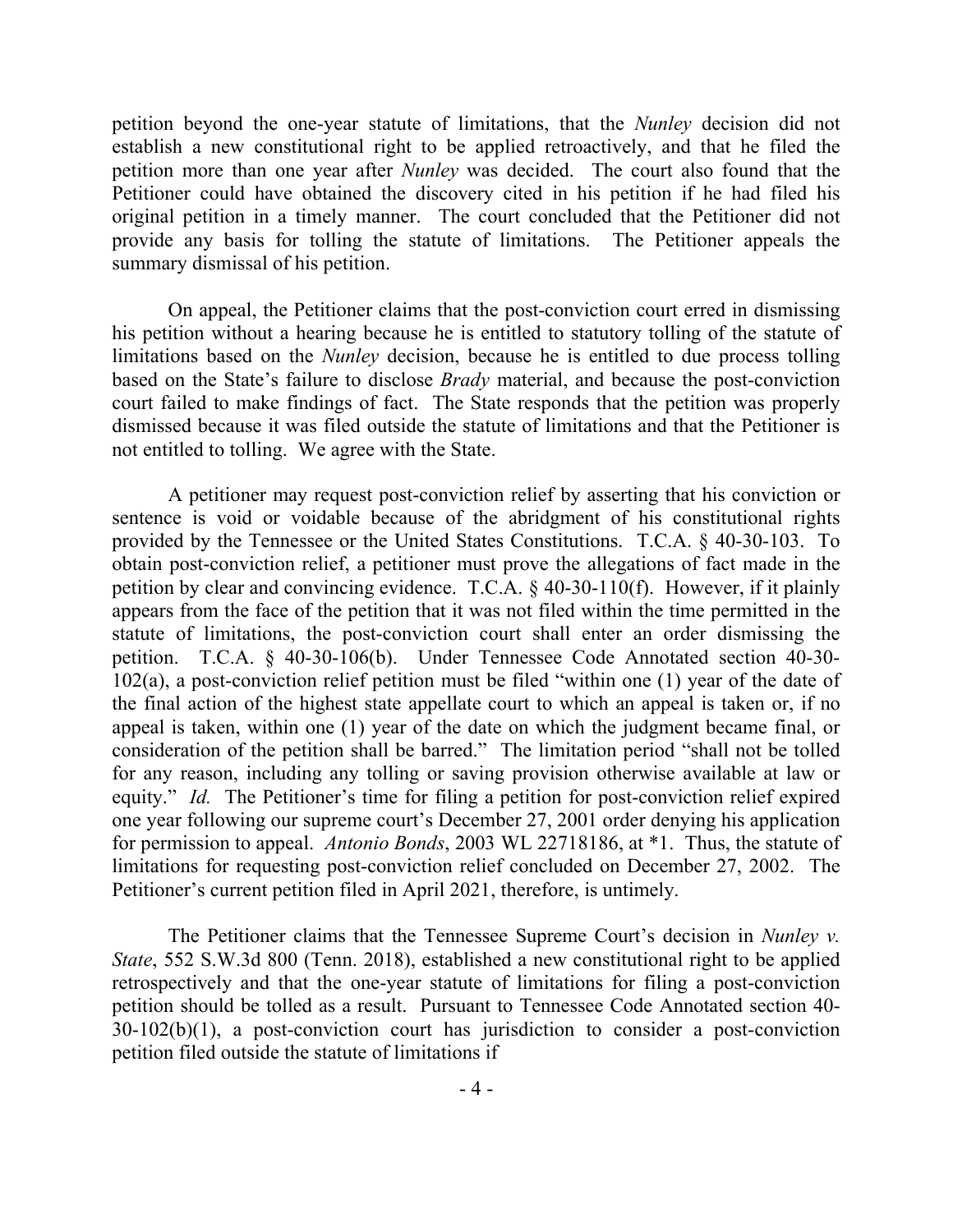petition beyond the one-year statute of limitations, that the *Nunley* decision did not establish a new constitutional right to be applied retroactively, and that he filed the petition more than one year after *Nunley* was decided. The court also found that the Petitioner could have obtained the discovery cited in his petition if he had filed his original petition in a timely manner. The court concluded that the Petitioner did not provide any basis for tolling the statute of limitations. The Petitioner appeals the summary dismissal of his petition.

On appeal, the Petitioner claims that the post-conviction court erred in dismissing his petition without a hearing because he is entitled to statutory tolling of the statute of limitations based on the *Nunley* decision, because he is entitled to due process tolling based on the State's failure to disclose *Brady* material, and because the post-conviction court failed to make findings of fact. The State responds that the petition was properly dismissed because it was filed outside the statute of limitations and that the Petitioner is not entitled to tolling. We agree with the State.

A petitioner may request post-conviction relief by asserting that his conviction or sentence is void or voidable because of the abridgment of his constitutional rights provided by the Tennessee or the United States Constitutions. T.C.A. § 40-30-103. To obtain post-conviction relief, a petitioner must prove the allegations of fact made in the petition by clear and convincing evidence. T.C.A. § 40-30-110(f). However, if it plainly appears from the face of the petition that it was not filed within the time permitted in the statute of limitations, the post-conviction court shall enter an order dismissing the petition. T.C.A. § 40-30-106(b). Under Tennessee Code Annotated section 40-30-102(a), a post-conviction relief petition must be filed "within one (1) year of the date of the final action of the highest state appellate court to which an appeal is taken or, if no appeal is taken, within one (1) year of the date on which the judgment became final, or consideration of the petition shall be barred." The limitation period "shall not be tolled for any reason, including any tolling or saving provision otherwise available at law or equity." *Id.* The Petitioner's time for filing a petition for post-conviction relief expired one year following our supreme court's December 27, 2001 order denying his application for permission to appeal. *Antonio Bonds*, 2003 WL 22718186, at *1. Thus, the statute of limitations for requesting post-conviction relief concluded on December 27, 2002. The Petitioner's current petition filed in April 2021, therefore, is untimely.

The Petitioner claims that the Tennessee Supreme Court's decision in *Nunley v. State*, 552 S.W.3d 800 (Tenn. 2018), established a new constitutional right to be applied retrospectively and that the one-year statute of limitations for filing a post-conviction petition should be tolled as a result. Pursuant to Tennessee Code Annotated section 40-30-102(b)(1), a post-conviction court has jurisdiction to consider a post-conviction petition filed outside the statute of limitations if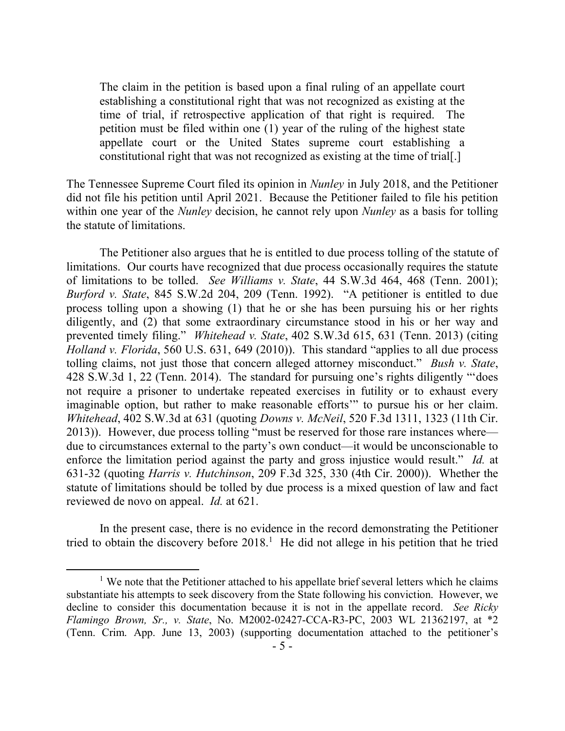> The claim in the petition is based upon a final ruling of an appellate court establishing a constitutional right that was not recognized as existing at the time of trial, if retrospective application of that right is required. The petition must be filed within one (1) year of the ruling of the highest state appellate court or the United States supreme court establishing a constitutional right that was not recognized as existing at the time of trial[.]

The Tennessee Supreme Court filed its opinion in *Nunley* in July 2018, and the Petitioner did not file his petition until April 2021. Because the Petitioner failed to file his petition within one year of the *Nunley* decision, he cannot rely upon *Nunley* as a basis for tolling the statute of limitations.

The Petitioner also argues that he is entitled to due process tolling of the statute of limitations. Our courts have recognized that due process occasionally requires the statute of limitations to be tolled. *See Williams v. State*, 44 S.W.3d 464, 468 (Tenn. 2001); *Burford v. State*, 845 S.W.2d 204, 209 (Tenn. 1992). "A petitioner is entitled to due process tolling upon a showing (1) that he or she has been pursuing his or her rights diligently, and (2) that some extraordinary circumstance stood in his or her way and prevented timely filing." *Whitehead v. State*, 402 S.W.3d 615, 631 (Tenn. 2013) (citing *Holland v. Florida*, 560 U.S. 631, 649 (2010)). This standard "applies to all due process tolling claims, not just those that concern alleged attorney misconduct." *Bush v. State*, 428 S.W.3d 1, 22 (Tenn. 2014). The standard for pursuing one's rights diligently "'does not require a prisoner to undertake repeated exercises in futility or to exhaust every imaginable option, but rather to make reasonable efforts'" to pursue his or her claim. *Whitehead*, 402 S.W.3d at 631 (quoting *Downs v. McNeil*, 520 F.3d 1311, 1323 (11th Cir. 2013)). However, due process tolling "must be reserved for those rare instances where—due to circumstances external to the party's own conduct—it would be unconscionable to enforce the limitation period against the party and gross injustice would result." *Id.* at 631-32 (quoting *Harris v. Hutchinson*, 209 F.3d 325, 330 (4th Cir. 2000)). Whether the statute of limitations should be tolled by due process is a mixed question of law and fact reviewed de novo on appeal. *Id.* at 621.

In the present case, there is no evidence in the record demonstrating the Petitioner tried to obtain the discovery before 2018.[1] He did not allege in his petition that he tried

[1] We note that the Petitioner attached to his appellate brief several letters which he claims substantiate his attempts to seek discovery from the State following his conviction. However, we decline to consider this documentation because it is not in the appellate record. *See Ricky Flamingo Brown, Sr., v. State*, No. M2002-02427-CCA-R3-PC, 2003 WL 21362197, at *2 (Tenn. Crim. App. June 13, 2003) (supporting documentation attached to the petitioner's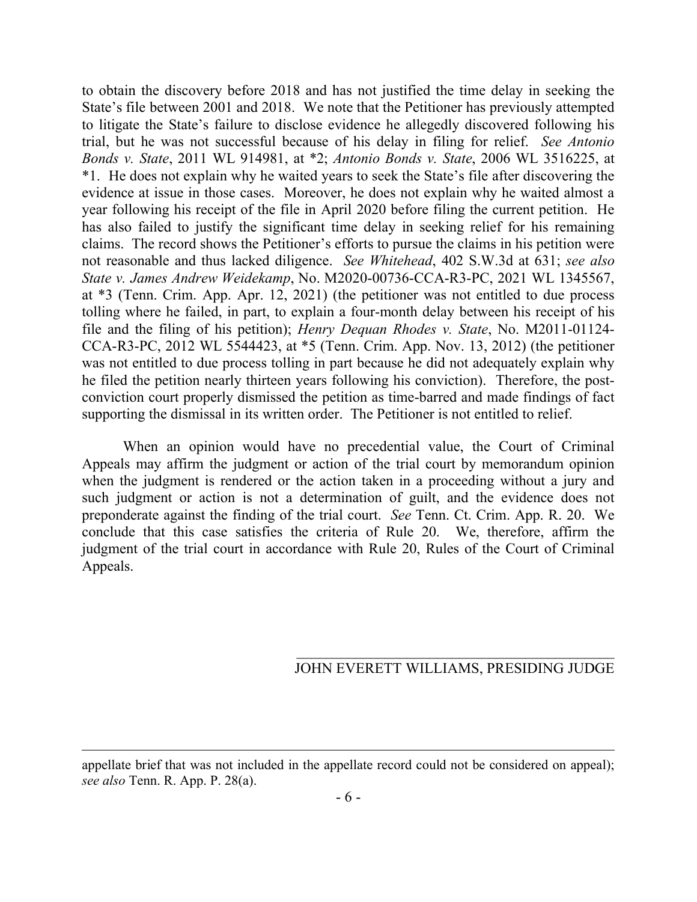to obtain the discovery before 2018 and has not justified the time delay in seeking the State's file between 2001 and 2018. We note that the Petitioner has previously attempted to litigate the State's failure to disclose evidence he allegedly discovered following his trial, but he was not successful because of his delay in filing for relief. *See Antonio Bonds v. State*, 2011 WL 914981, at *2; *Antonio Bonds v. State*, 2006 WL 3516225, at *1. He does not explain why he waited years to seek the State's file after discovering the evidence at issue in those cases. Moreover, he does not explain why he waited almost a year following his receipt of the file in April 2020 before filing the current petition. He has also failed to justify the significant time delay in seeking relief for his remaining claims. The record shows the Petitioner's efforts to pursue the claims in his petition were not reasonable and thus lacked diligence. *See Whitehead*, 402 S.W.3d at 631; *see also State v. James Andrew Weidekamp*, No. M2020-00736-CCA-R3-PC, 2021 WL 1345567, at *3 (Tenn. Crim. App. Apr. 12, 2021) (the petitioner was not entitled to due process tolling where he failed, in part, to explain a four-month delay between his receipt of his file and the filing of his petition); *Henry Dequan Rhodes v. State*, No. M2011-01124-CCA-R3-PC, 2012 WL 5544423, at *5 (Tenn. Crim. App. Nov. 13, 2012) (the petitioner was not entitled to due process tolling in part because he did not adequately explain why he filed the petition nearly thirteen years following his conviction). Therefore, the post-conviction court properly dismissed the petition as time-barred and made findings of fact supporting the dismissal in its written order. The Petitioner is not entitled to relief.

When an opinion would have no precedential value, the Court of Criminal Appeals may affirm the judgment or action of the trial court by memorandum opinion when the judgment is rendered or the action taken in a proceeding without a jury and such judgment or action is not a determination of guilt, and the evidence does not preponderate against the finding of the trial court. *See* Tenn. Ct. Crim. App. R. 20. We conclude that this case satisfies the criteria of Rule 20. We, therefore, affirm the judgment of the trial court in accordance with Rule 20, Rules of the Court of Criminal Appeals.

JOHN EVERETT WILLIAMS, PRESIDING JUDGE

---

appellate brief that was not included in the appellate record could not be considered on appeal); *see also* Tenn. R. App. P. 28(a).